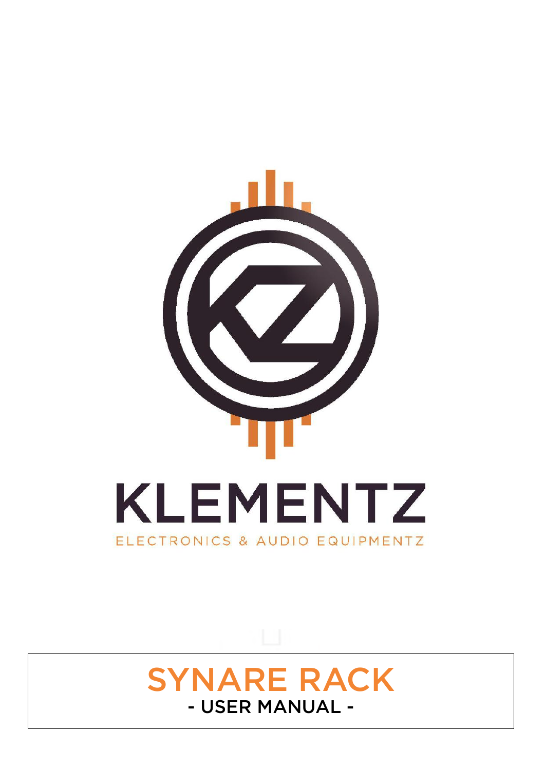KLEMENTZ

ELECTRONICS & AUDIO EQUIPMENTZ

# SYNARE RACK

## - USER MANUAL -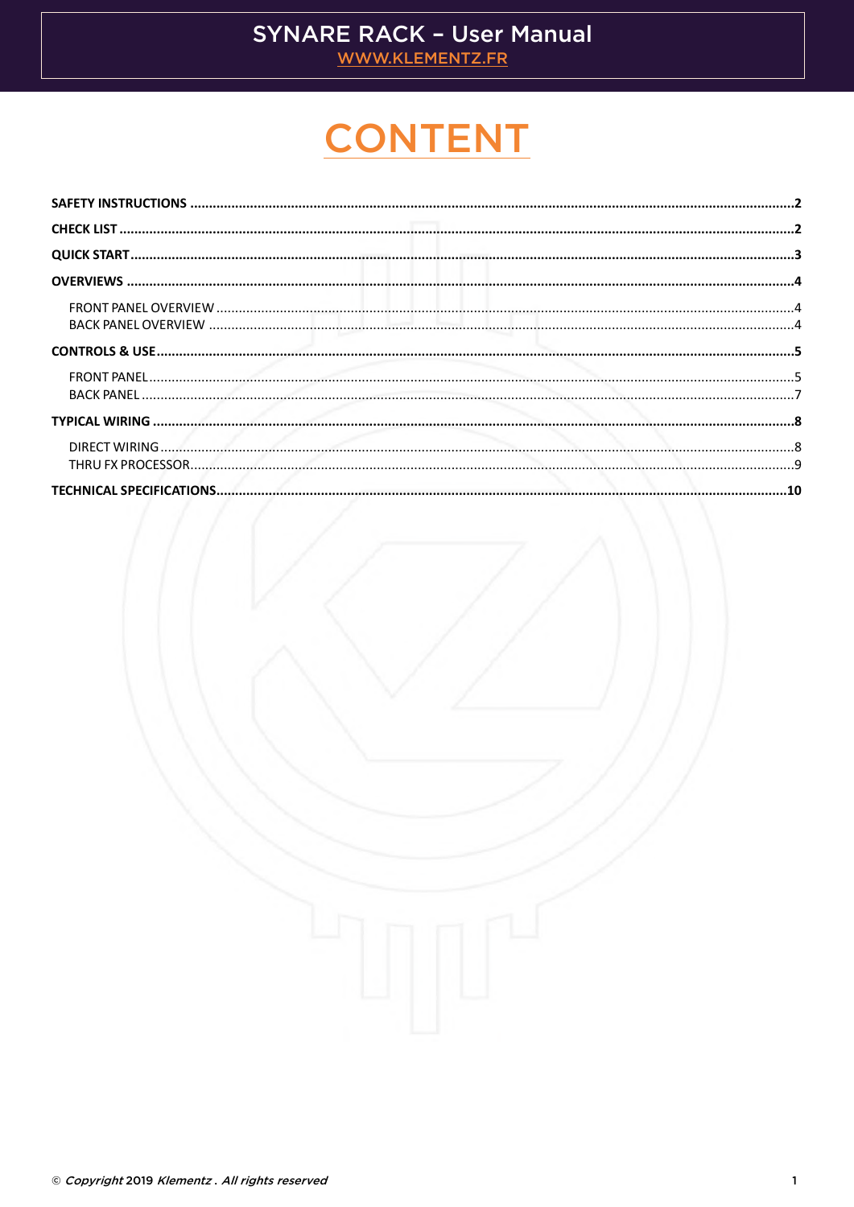# CONTENT

**SAFETY INSTRUCTIONS** ....................................................................................................2

**CHECK LIST** ....................................................................................................2

**QUICK START** ....................................................................................................3

**OVERVIEWS** ....................................................................................................4

FRONT PANEL OVERVIEW ....................................................................................................4
BACK PANEL OVERVIEW ....................................................................................................4

**CONTROLS & USE** ....................................................................................................5

FRONT PANEL ....................................................................................................5
BACK PANEL ....................................................................................................7

**TYPICAL WIRING** ....................................................................................................8

DIRECT WIRING ....................................................................................................8
THRU FX PROCESSOR ....................................................................................................9

**TECHNICAL SPECIFICATIONS** ....................................................................................................10

© *Copyright* 2019 *Klementz . All rights reserved*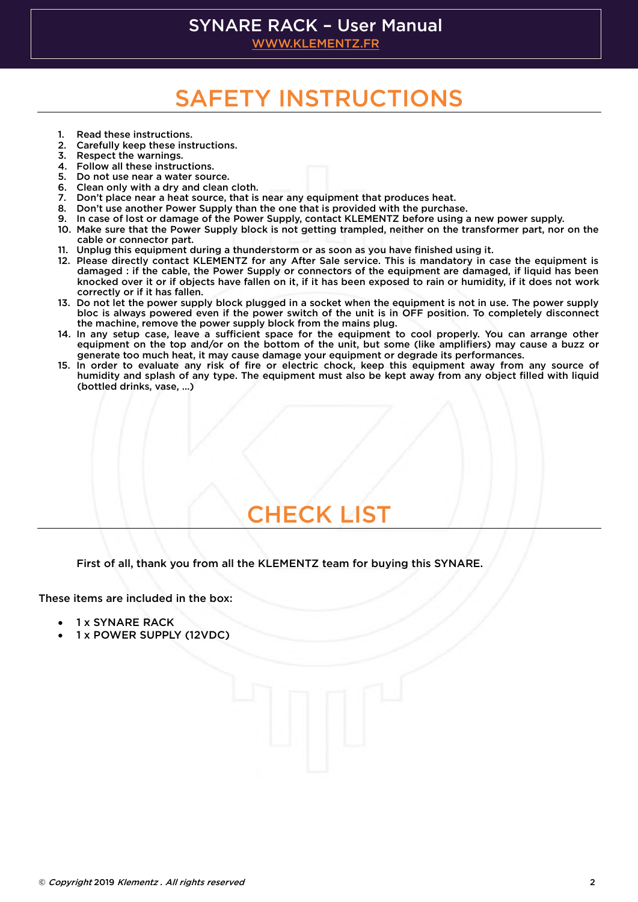# SAFETY INSTRUCTIONS

1. Read these instructions.
2. Carefully keep these instructions.
3. Respect the warnings.
4. Follow all these instructions.
5. Do not use near a water source.
6. Clean only with a dry and clean cloth.
7. Don't place near a heat source, that is near any equipment that produces heat.
8. Don't use another Power Supply than the one that is provided with the purchase.
9. In case of lost or damage of the Power Supply, contact KLEMENTZ before using a new power supply.
10. Make sure that the Power Supply block is not getting trampled, neither on the transformer part, nor on the cable or connector part.
11. Unplug this equipment during a thunderstorm or as soon as you have finished using it.
12. Please directly contact KLEMENTZ for any After Sale service. This is mandatory in case the equipment is damaged : if the cable, the Power Supply or connectors of the equipment are damaged, if liquid has been knocked over it or if objects have fallen on it, if it has been exposed to rain or humidity, if it does not work correctly or if it has fallen.
13. Do not let the power supply block plugged in a socket when the equipment is not in use. The power supply bloc is always powered even if the power switch of the unit is in OFF position. To completely disconnect the machine, remove the power supply block from the mains plug.
14. In any setup case, leave a sufficient space for the equipment to cool properly. You can arrange other equipment on the top and/or on the bottom of the unit, but some (like amplifiers) may cause a buzz or generate too much heat, it may cause damage your equipment or degrade its performances.
15. In order to evaluate any risk of fire or electric chock, keep this equipment away from any source of humidity and splash of any type. The equipment must also be kept away from any object filled with liquid (bottled drinks, vase, ...)

# CHECK LIST

First of all, thank you from all the KLEMENTZ team for buying this SYNARE.

These items are included in the box:

- 1 x SYNARE RACK
- 1 x POWER SUPPLY (12VDC)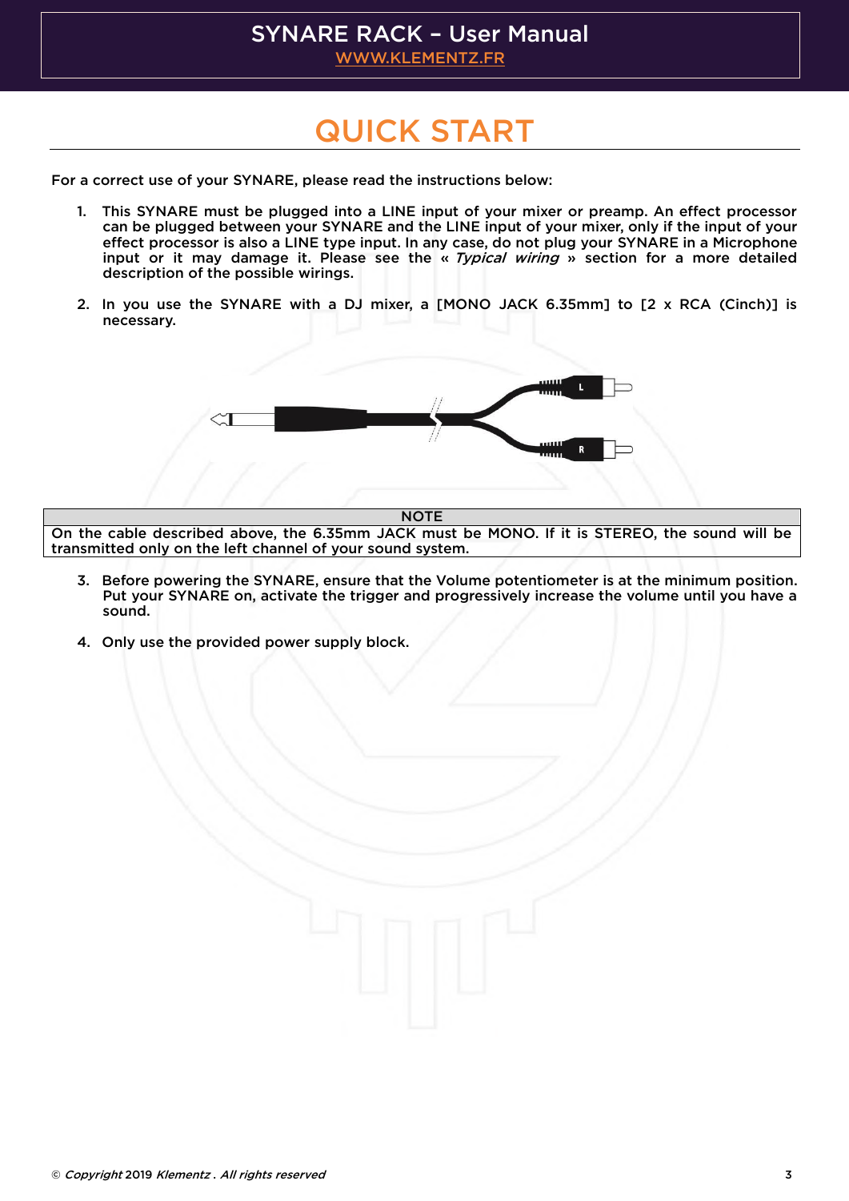# QUICK START

For a correct use of your SYNARE, please read the instructions below:

1. This SYNARE must be plugged into a LINE input of your mixer or preamp. An effect processor can be plugged between your SYNARE and the LINE input of your mixer, only if the input of your effect processor is also a LINE type input. In any case, do not plug your SYNARE in a Microphone input or it may damage it. Please see the « *Typical wiring* » section for a more detailed description of the possible wirings.

2. In you use the SYNARE with a DJ mixer, a [MONO JACK 6.35mm] to [2 x RCA (Cinch)] is necessary.

| NOTE |
| --- |
| On the cable described above, the 6.35mm JACK must be MONO. If it is STEREO, the sound will be transmitted only on the left channel of your sound system. |

3. Before powering the SYNARE, ensure that the Volume potentiometer is at the minimum position. Put your SYNARE on, activate the trigger and progressively increase the volume until you have a sound.

4. Only use the provided power supply block.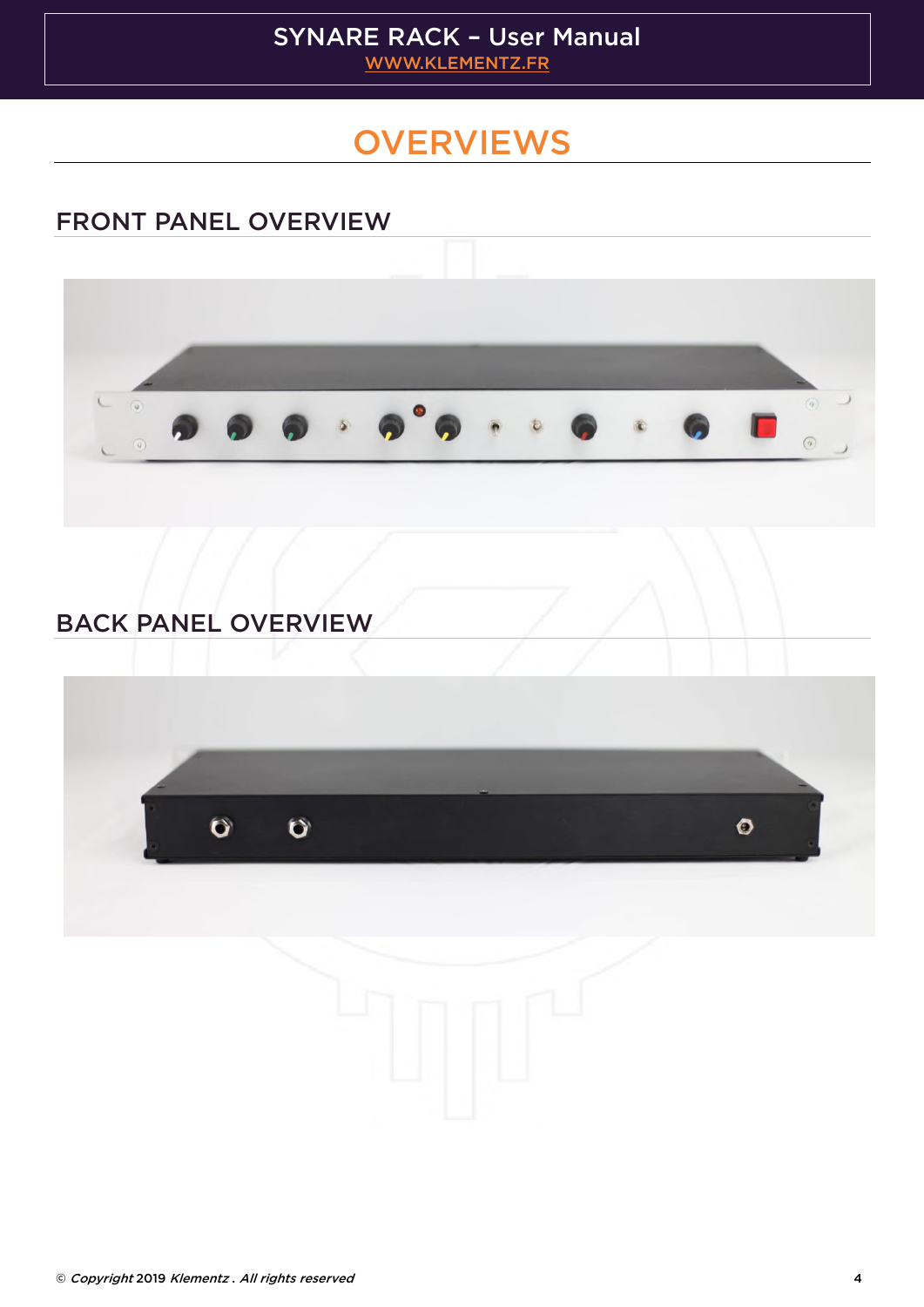# OVERVIEWS

## FRONT PANEL OVERVIEW

## BACK PANEL OVERVIEW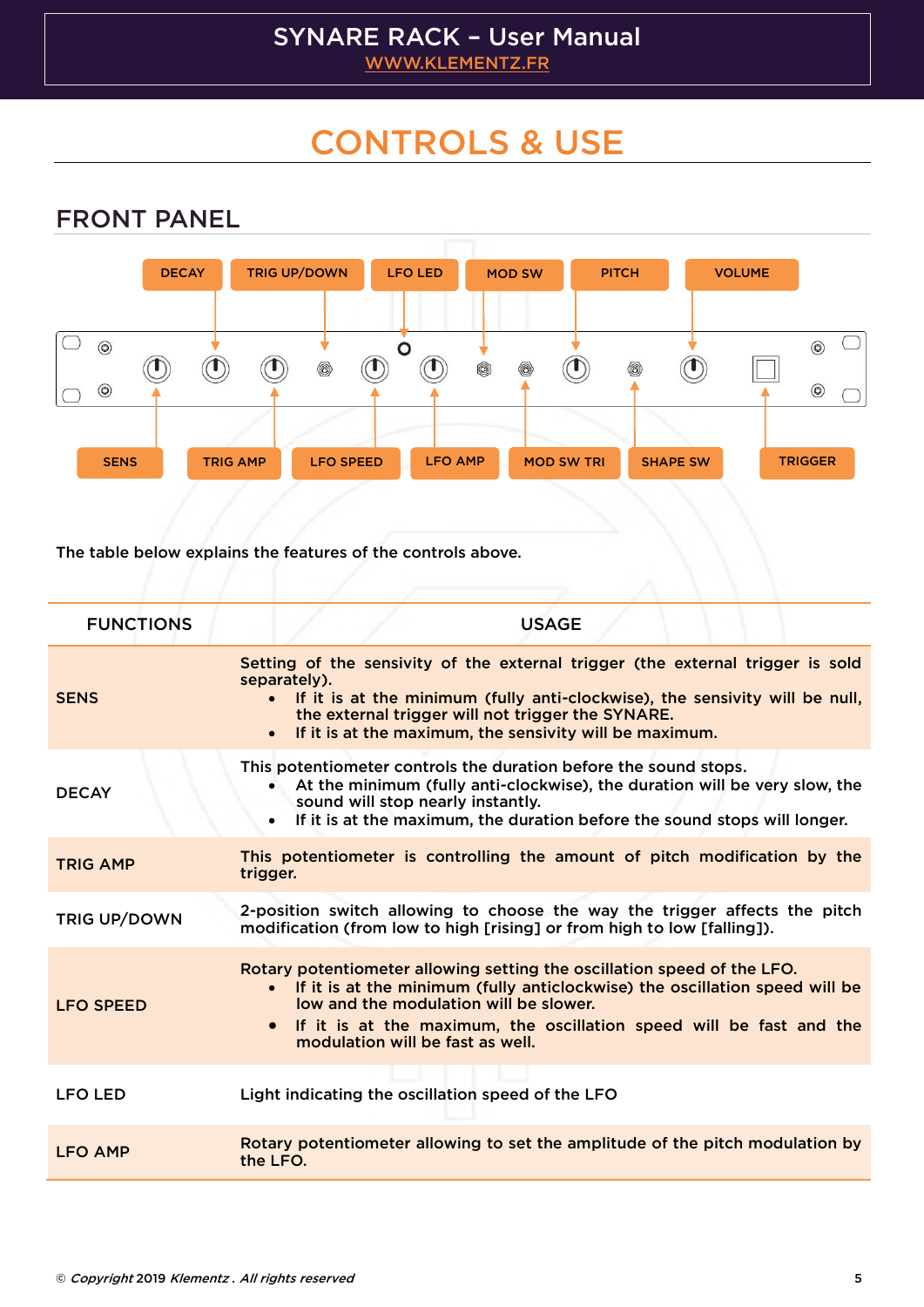# CONTROLS & USE

## FRONT PANEL

DECAY | TRIG UP/DOWN | LFO LED | MOD SW | PITCH | VOLUME

SENS | TRIG AMP | LFO SPEED | LFO AMP | MOD SW TRI | SHAPE SW | TRIGGER

The table below explains the features of the controls above.

| FUNCTIONS | USAGE |
|---|---|
| SENS | Setting of the sensivity of the external trigger (the external trigger is sold separately).<br>• If it is at the minimum (fully anti-clockwise), the sensivity will be null, the external trigger will not trigger the SYNARE.<br>• If it is at the maximum, the sensivity will be maximum. |
| DECAY | This potentiometer controls the duration before the sound stops.<br>• At the minimum (fully anti-clockwise), the duration will be very slow, the sound will stop nearly instantly.<br>• If it is at the maximum, the duration before the sound stops will longer. |
| TRIG AMP | This potentiometer is controlling the amount of pitch modification by the trigger. |
| TRIG UP/DOWN | 2-position switch allowing to choose the way the trigger affects the pitch modification (from low to high [rising] or from high to low [falling]). |
| LFO SPEED | Rotary potentiometer allowing setting the oscillation speed of the LFO.<br>• If it is at the minimum (fully anticlockwise) the oscillation speed will be low and the modulation will be slower.<br>• If it is at the maximum, the oscillation speed will be fast and the modulation will be fast as well. |
| LFO LED | Light indicating the oscillation speed of the LFO |
| LFO AMP | Rotary potentiometer allowing to set the amplitude of the pitch modulation by the LFO. |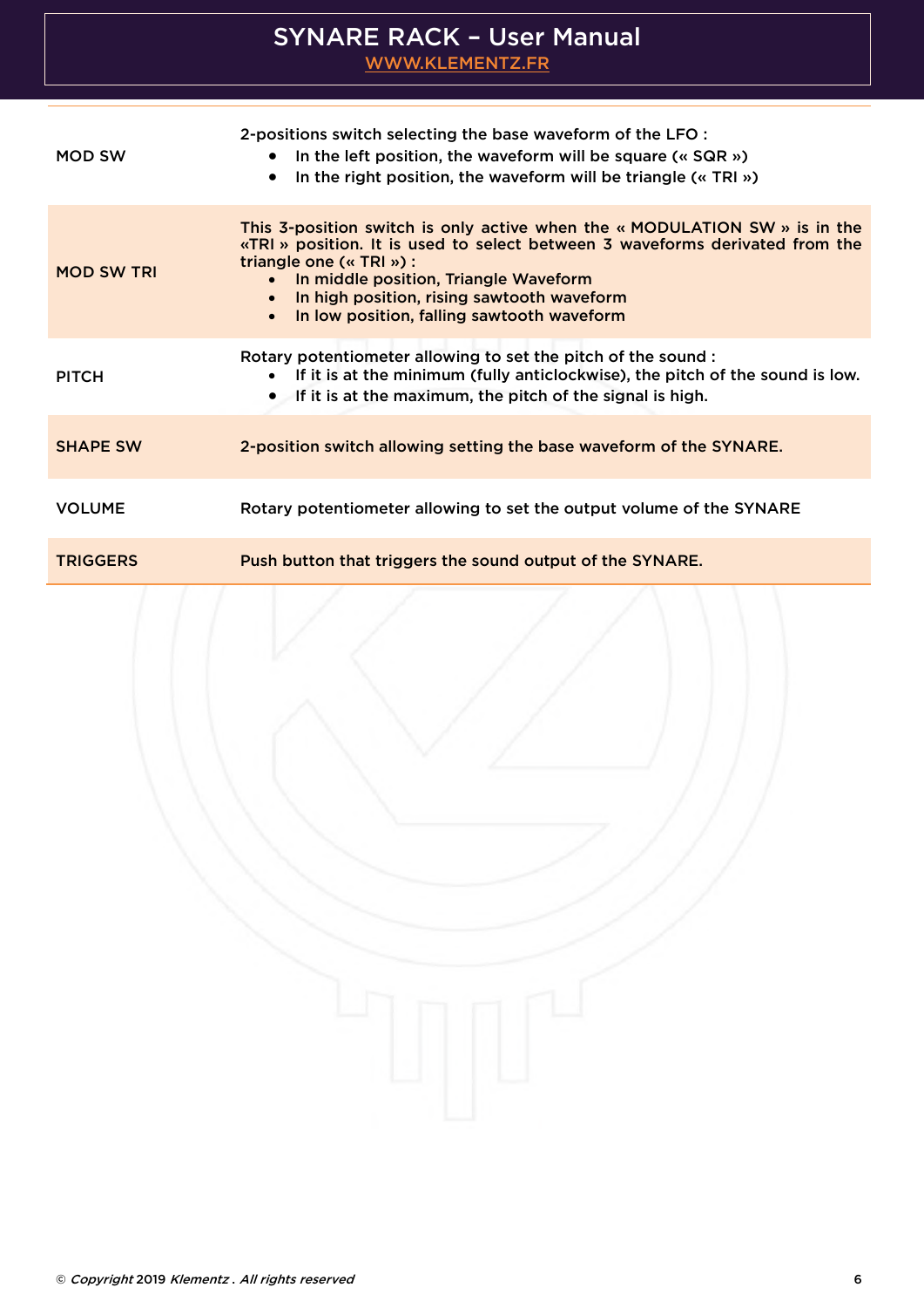| | |
|---|---|
| MOD SW | 2-positions switch selecting the base waveform of the LFO :<br>• In the left position, the waveform will be square (« SQR »)<br>• In the right position, the waveform will be triangle (« TRI ») |
| MOD SW TRI | This 3-position switch is only active when the « MODULATION SW » is in the «TRI » position. It is used to select between 3 waveforms derivated from the triangle one (« TRI ») :<br>• In middle position, Triangle Waveform<br>• In high position, rising sawtooth waveform<br>• In low position, falling sawtooth waveform |
| PITCH | Rotary potentiometer allowing to set the pitch of the sound :<br>• If it is at the minimum (fully anticlockwise), the pitch of the sound is low.<br>• If it is at the maximum, the pitch of the signal is high. |
| SHAPE SW | 2-position switch allowing setting the base waveform of the SYNARE. |
| VOLUME | Rotary potentiometer allowing to set the output volume of the SYNARE |
| TRIGGERS | Push button that triggers the sound output of the SYNARE. |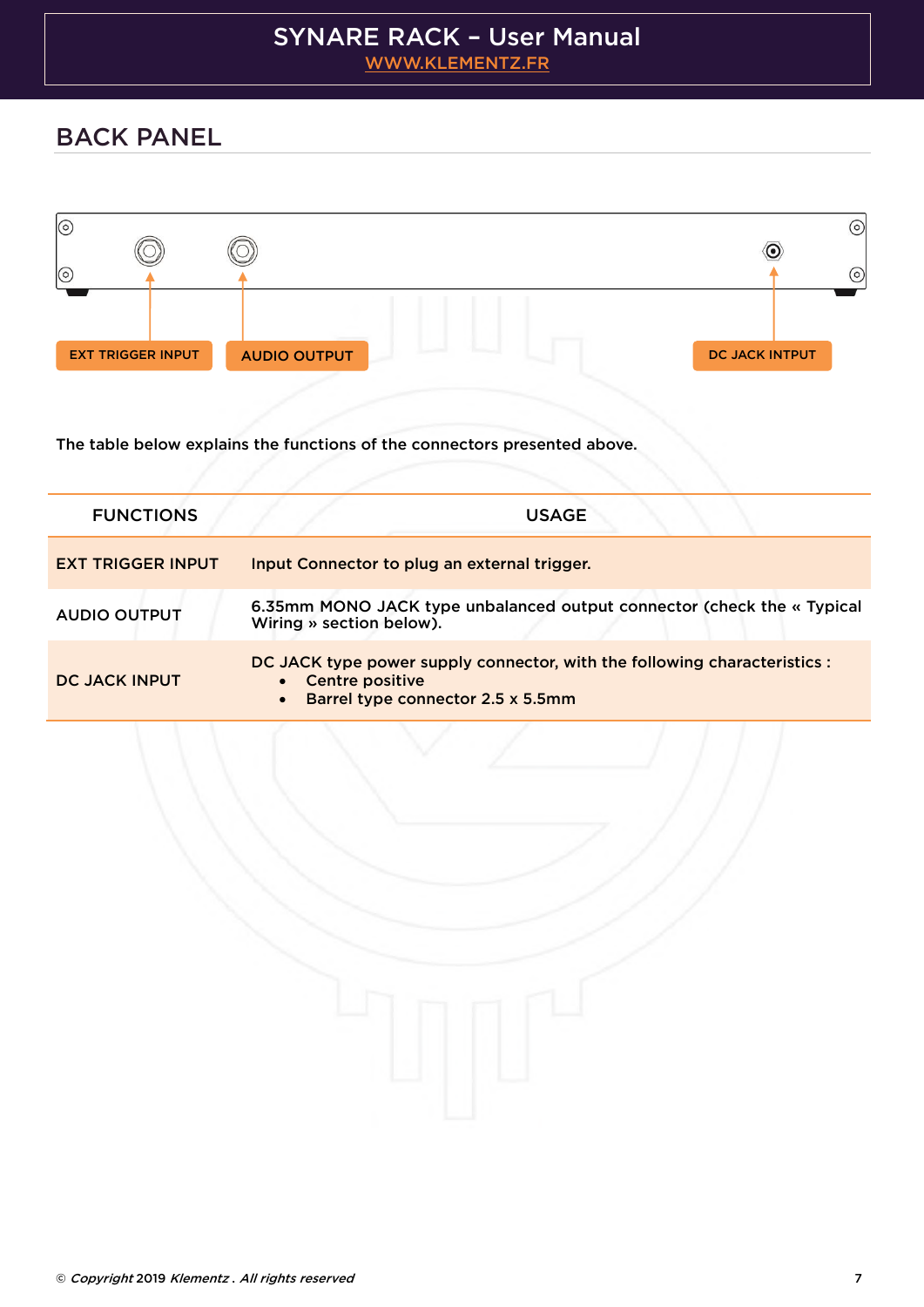## BACK PANEL

EXT TRIGGER INPUT

AUDIO OUTPUT

DC JACK INTPUT

The table below explains the functions of the connectors presented above.

| FUNCTIONS | USAGE |
| --- | --- |
| EXT TRIGGER INPUT | Input Connector to plug an external trigger. |
| AUDIO OUTPUT | 6.35mm MONO JACK type unbalanced output connector (check the « Typical Wiring » section below). |
| DC JACK INPUT | DC JACK type power supply connector, with the following characteristics :<br>• Centre positive<br>• Barrel type connector 2.5 x 5.5mm |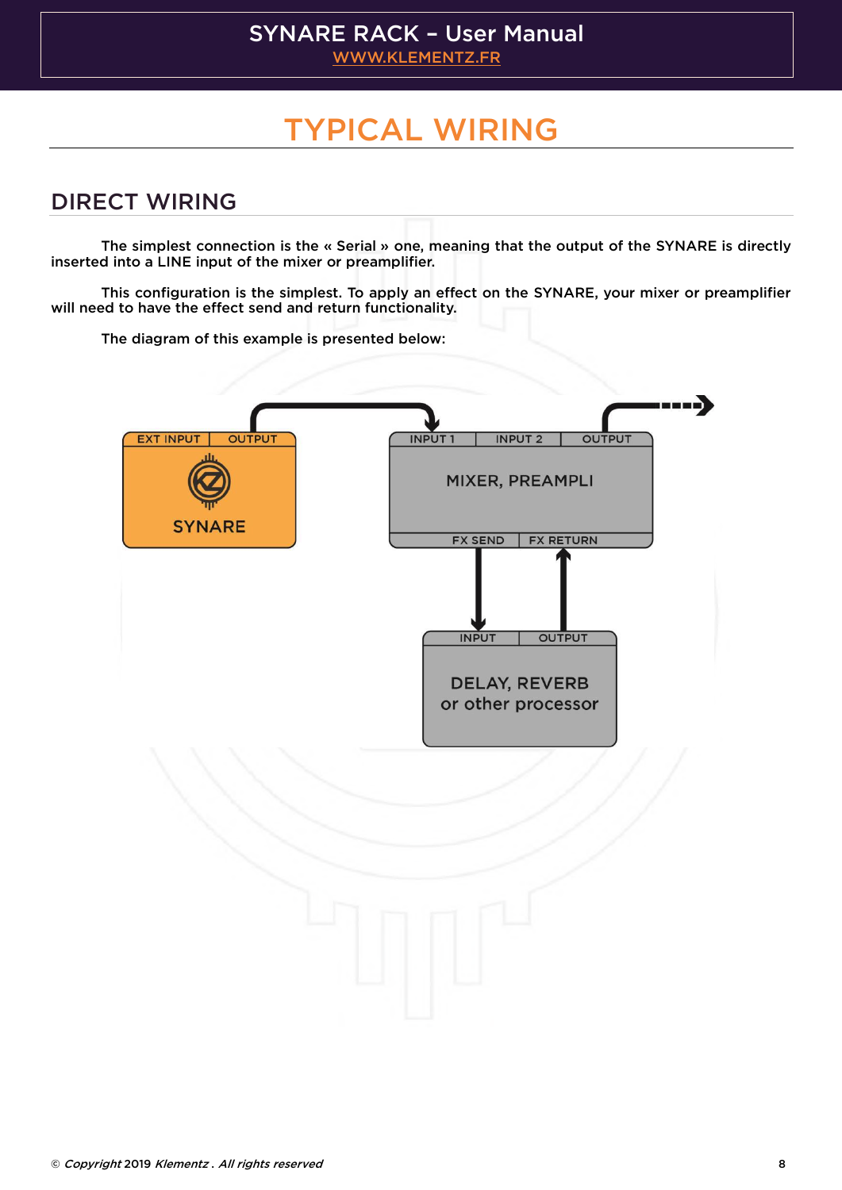# TYPICAL WIRING

## DIRECT WIRING

The simplest connection is the « Serial » one, meaning that the output of the SYNARE is directly inserted into a LINE input of the mixer or preamplifier.

This configuration is the simplest. To apply an effect on the SYNARE, your mixer or preamplifier will need to have the effect send and return functionality.

The diagram of this example is presented below:

EXT INPUT | OUTPUT

SYNARE

INPUT 1 | INPUT 2 | OUTPUT

MIXER, PREAMPLI

FX SEND | FX RETURN

INPUT | OUTPUT

DELAY, REVERB or other processor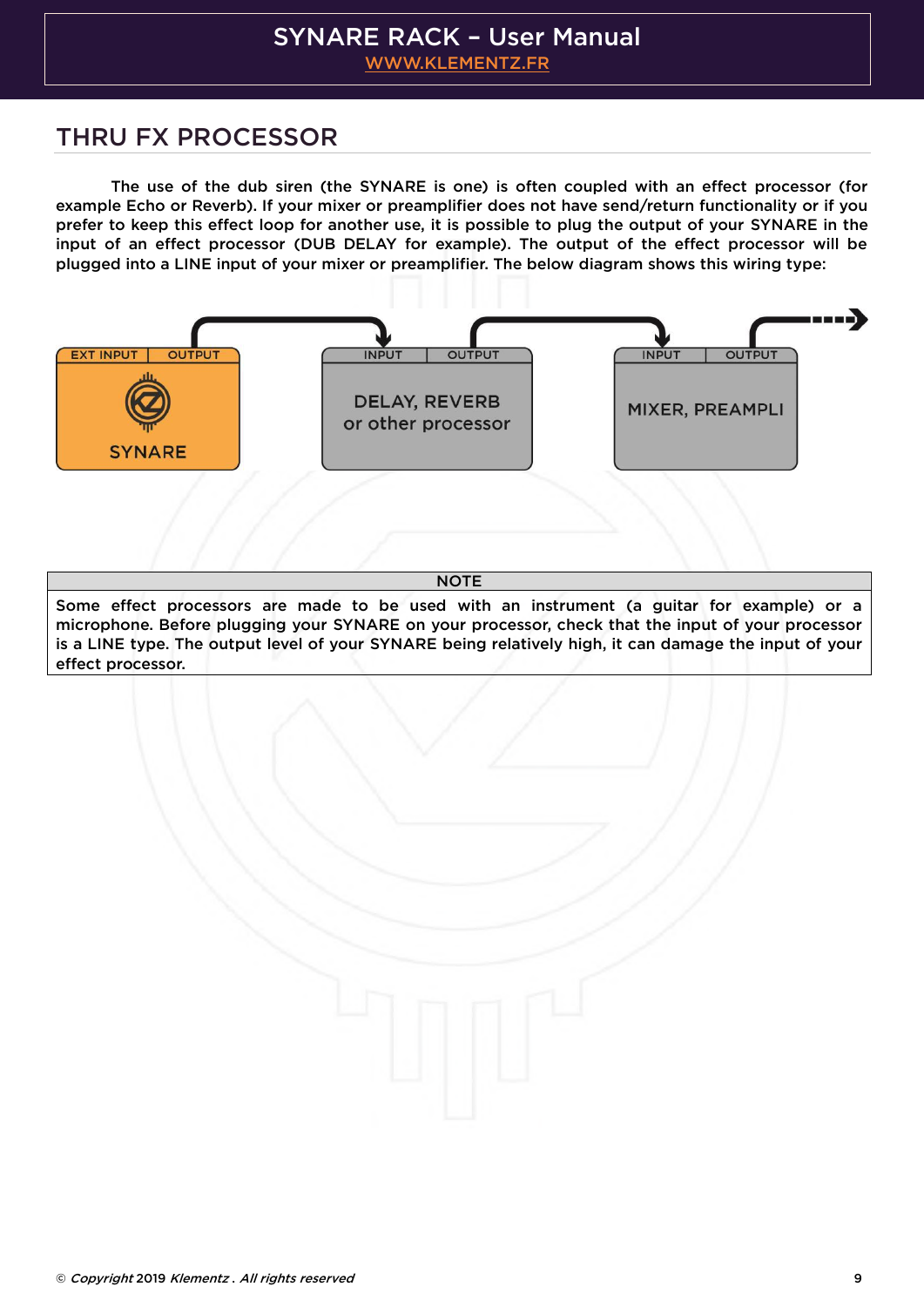## THRU FX PROCESSOR

The use of the dub siren (the SYNARE is one) is often coupled with an effect processor (for example Echo or Reverb). If your mixer or preamplifier does not have send/return functionality or if you prefer to keep this effect loop for another use, it is possible to plug the output of your SYNARE in the input of an effect processor (DUB DELAY for example). The output of the effect processor will be plugged into a LINE input of your mixer or preamplifier. The below diagram shows this wiring type:

EXT INPUT | OUTPUT — SYNARE

INPUT | OUTPUT — DELAY, REVERB or other processor

INPUT | OUTPUT — MIXER, PREAMPLI

| NOTE |
| --- |
| Some effect processors are made to be used with an instrument (a guitar for example) or a microphone. Before plugging your SYNARE on your processor, check that the input of your processor is a LINE type. The output level of your SYNARE being relatively high, it can damage the input of your effect processor. |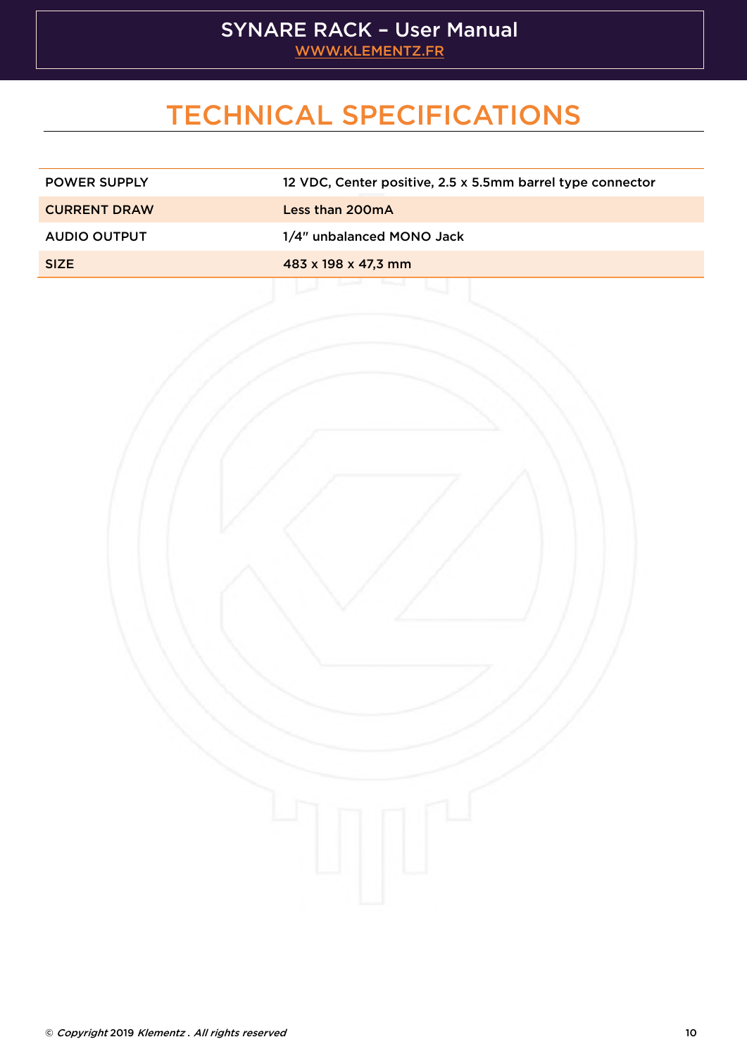# TECHNICAL SPECIFICATIONS

| | |
|---|---|
| POWER SUPPLY | 12 VDC, Center positive, 2.5 x 5.5mm barrel type connector |
| CURRENT DRAW | Less than 200mA |
| AUDIO OUTPUT | 1/4" unbalanced MONO Jack |
| SIZE | 483 x 198 x 47,3 mm |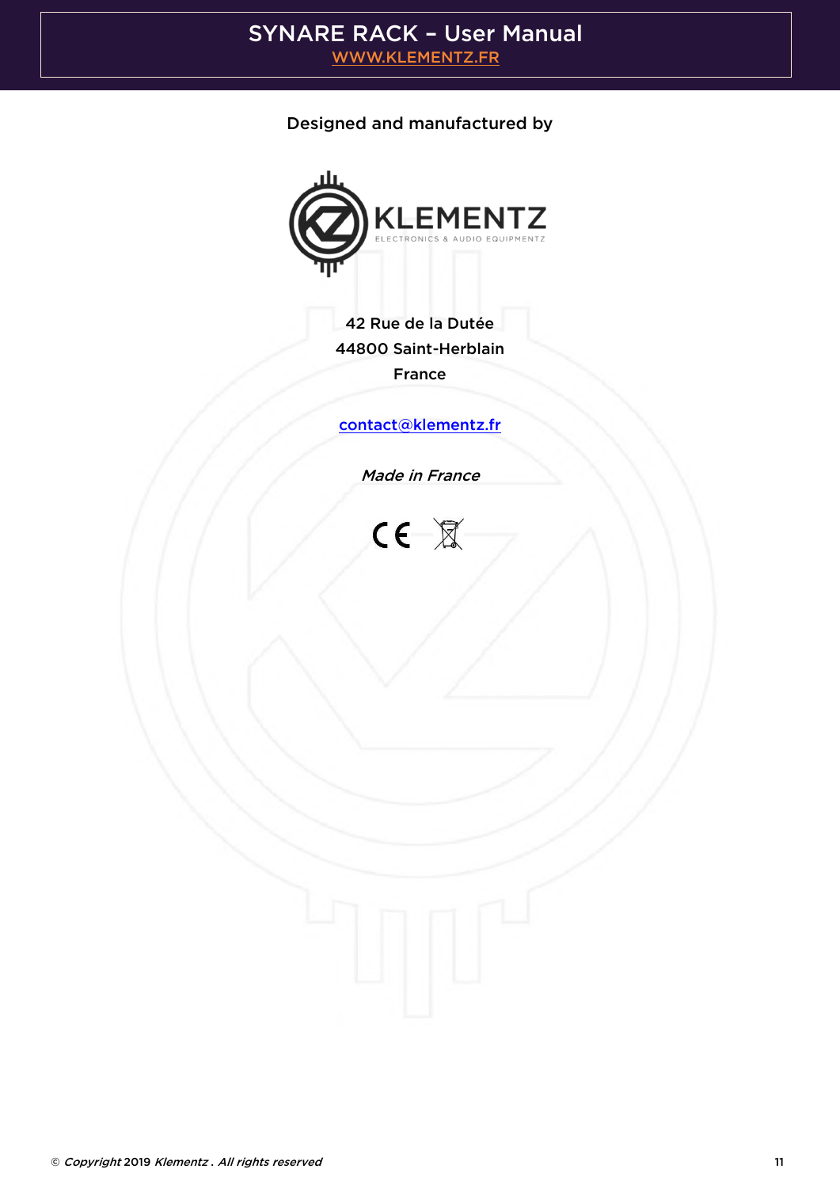Designed and manufactured by

KLEMENTZ
ELECTRONICS & AUDIO EQUIPMENTZ

42 Rue de la Dutée
44800 Saint-Herblain
France

contact@klementz.fr

*Made in France*

© *Copyright* 2019 *Klementz . All rights reserved*